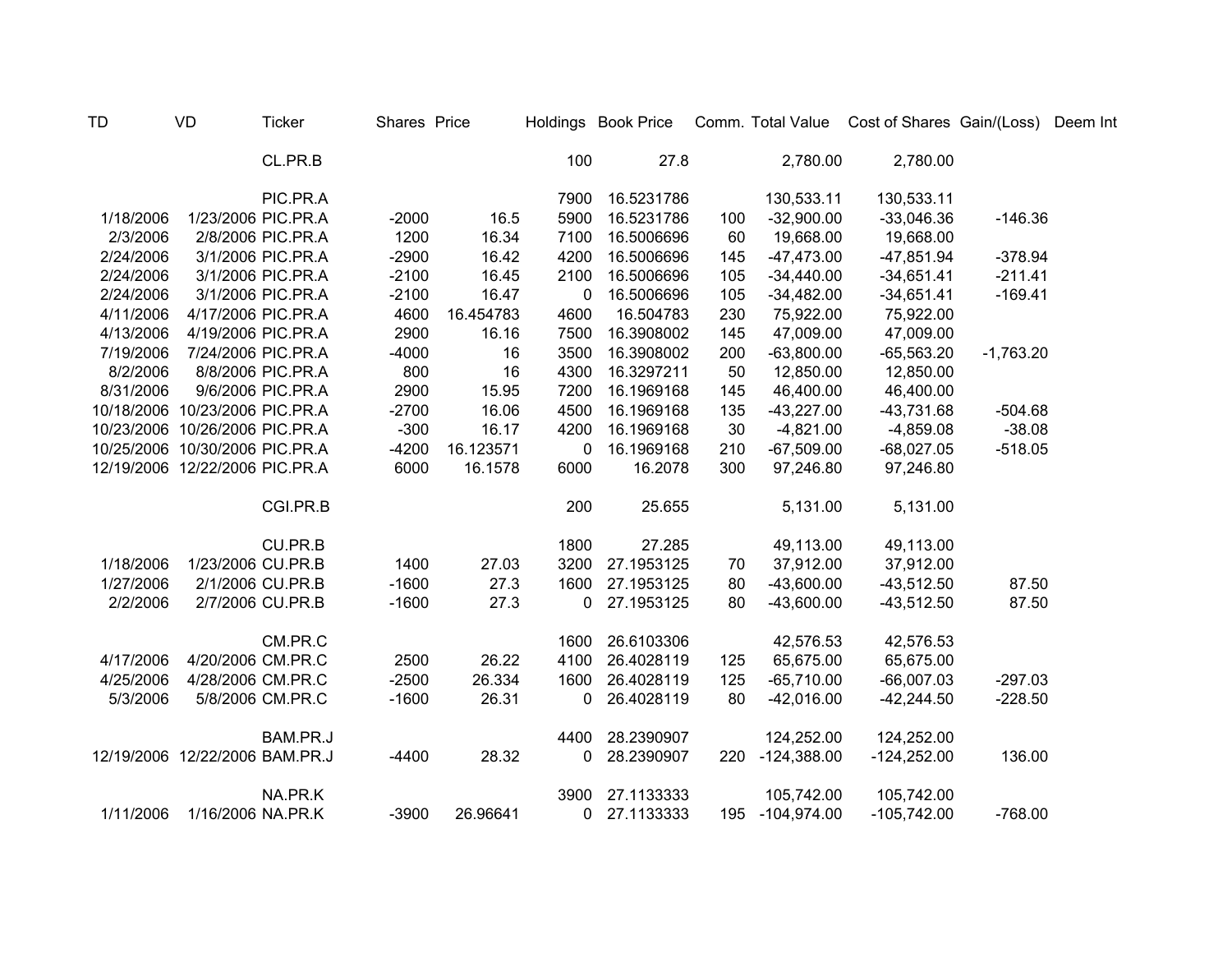| TD | VD | Ticker | Shares | Price | Holdings | Book Price | Comm. | Total Value | Cost of Shares | Gain/(Loss) | Deem Int |
|---|---|---|---|---|---|---|---|---|---|---|---|
| | | CL.PR.B | | | 100 | 27.8 | | 2,780.00 | 2,780.00 | | |
| | | | | | | | | | | | |
| | | PIC.PR.A | | | 7900 | 16.5231786 | | 130,533.11 | 130,533.11 | | |
| 1/18/2006 | 1/23/2006 | PIC.PR.A | -2000 | 16.5 | 5900 | 16.5231786 | 100 | -32,900.00 | -33,046.36 | -146.36 | |
| 2/3/2006 | 2/8/2006 | PIC.PR.A | 1200 | 16.34 | 7100 | 16.5006696 | 60 | 19,668.00 | 19,668.00 | | |
| 2/24/2006 | 3/1/2006 | PIC.PR.A | -2900 | 16.42 | 4200 | 16.5006696 | 145 | -47,473.00 | -47,851.94 | -378.94 | |
| 2/24/2006 | 3/1/2006 | PIC.PR.A | -2100 | 16.45 | 2100 | 16.5006696 | 105 | -34,440.00 | -34,651.41 | -211.41 | |
| 2/24/2006 | 3/1/2006 | PIC.PR.A | -2100 | 16.47 | 0 | 16.5006696 | 105 | -34,482.00 | -34,651.41 | -169.41 | |
| 4/11/2006 | 4/17/2006 | PIC.PR.A | 4600 | 16.454783 | 4600 | 16.504783 | 230 | 75,922.00 | 75,922.00 | | |
| 4/13/2006 | 4/19/2006 | PIC.PR.A | 2900 | 16.16 | 7500 | 16.3908002 | 145 | 47,009.00 | 47,009.00 | | |
| 7/19/2006 | 7/24/2006 | PIC.PR.A | -4000 | 16 | 3500 | 16.3908002 | 200 | -63,800.00 | -65,563.20 | -1,763.20 | |
| 8/2/2006 | 8/8/2006 | PIC.PR.A | 800 | 16 | 4300 | 16.3297211 | 50 | 12,850.00 | 12,850.00 | | |
| 8/31/2006 | 9/6/2006 | PIC.PR.A | 2900 | 15.95 | 7200 | 16.1969168 | 145 | 46,400.00 | 46,400.00 | | |
| 10/18/2006 | 10/23/2006 | PIC.PR.A | -2700 | 16.06 | 4500 | 16.1969168 | 135 | -43,227.00 | -43,731.68 | -504.68 | |
| 10/23/2006 | 10/26/2006 | PIC.PR.A | -300 | 16.17 | 4200 | 16.1969168 | 30 | -4,821.00 | -4,859.08 | -38.08 | |
| 10/25/2006 | 10/30/2006 | PIC.PR.A | -4200 | 16.123571 | 0 | 16.1969168 | 210 | -67,509.00 | -68,027.05 | -518.05 | |
| 12/19/2006 | 12/22/2006 | PIC.PR.A | 6000 | 16.1578 | 6000 | 16.2078 | 300 | 97,246.80 | 97,246.80 | | |
| | | | | | | | | | | | |
| | | CGI.PR.B | | | 200 | 25.655 | | 5,131.00 | 5,131.00 | | |
| | | | | | | | | | | | |
| | | CU.PR.B | | | 1800 | 27.285 | | 49,113.00 | 49,113.00 | | |
| 1/18/2006 | 1/23/2006 | CU.PR.B | 1400 | 27.03 | 3200 | 27.1953125 | 70 | 37,912.00 | 37,912.00 | | |
| 1/27/2006 | 2/1/2006 | CU.PR.B | -1600 | 27.3 | 1600 | 27.1953125 | 80 | -43,600.00 | -43,512.50 | 87.50 | |
| 2/2/2006 | 2/7/2006 | CU.PR.B | -1600 | 27.3 | 0 | 27.1953125 | 80 | -43,600.00 | -43,512.50 | 87.50 | |
| | | | | | | | | | | | |
| | | CM.PR.C | | | 1600 | 26.6103306 | | 42,576.53 | 42,576.53 | | |
| 4/17/2006 | 4/20/2006 | CM.PR.C | 2500 | 26.22 | 4100 | 26.4028119 | 125 | 65,675.00 | 65,675.00 | | |
| 4/25/2006 | 4/28/2006 | CM.PR.C | -2500 | 26.334 | 1600 | 26.4028119 | 125 | -65,710.00 | -66,007.03 | -297.03 | |
| 5/3/2006 | 5/8/2006 | CM.PR.C | -1600 | 26.31 | 0 | 26.4028119 | 80 | -42,016.00 | -42,244.50 | -228.50 | |
| | | | | | | | | | | | |
| | | BAM.PR.J | | | 4400 | 28.2390907 | | 124,252.00 | 124,252.00 | | |
| 12/19/2006 | 12/22/2006 | BAM.PR.J | -4400 | 28.32 | 0 | 28.2390907 | 220 | -124,388.00 | -124,252.00 | 136.00 | |
| | | | | | | | | | | | |
| | | NA.PR.K | | | 3900 | 27.1133333 | | 105,742.00 | 105,742.00 | | |
| 1/11/2006 | 1/16/2006 | NA.PR.K | -3900 | 26.96641 | 0 | 27.1133333 | 195 | -104,974.00 | -105,742.00 | -768.00 | |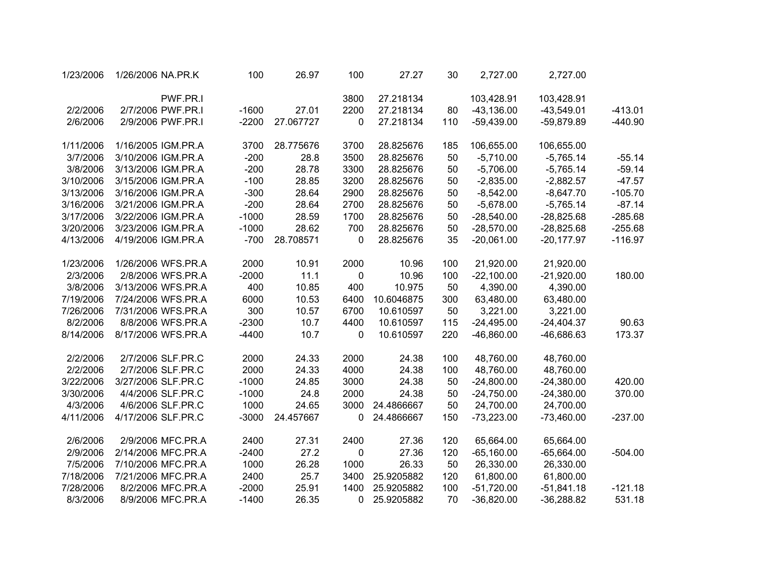| | | | | | | | | | | |
|---|---|---|---|---|---|---|---|---|---|---|
| 1/23/2006 | 1/26/2006 | NA.PR.K | 100 | 26.97 | 100 | 27.27 | 30 | 2,727.00 | 2,727.00 | |
| | | | | | | | | | | |
| | | PWF.PR.I | | | 3800 | 27.218134 | | 103,428.91 | 103,428.91 | |
| 2/2/2006 | 2/7/2006 | PWF.PR.I | -1600 | 27.01 | 2200 | 27.218134 | 80 | -43,136.00 | -43,549.01 | -413.01 |
| 2/6/2006 | 2/9/2006 | PWF.PR.I | -2200 | 27.067727 | 0 | 27.218134 | 110 | -59,439.00 | -59,879.89 | -440.90 |
| | | | | | | | | | | |
| 1/11/2006 | 1/16/2005 | IGM.PR.A | 3700 | 28.775676 | 3700 | 28.825676 | 185 | 106,655.00 | 106,655.00 | |
| 3/7/2006 | 3/10/2006 | IGM.PR.A | -200 | 28.8 | 3500 | 28.825676 | 50 | -5,710.00 | -5,765.14 | -55.14 |
| 3/8/2006 | 3/13/2006 | IGM.PR.A | -200 | 28.78 | 3300 | 28.825676 | 50 | -5,706.00 | -5,765.14 | -59.14 |
| 3/10/2006 | 3/15/2006 | IGM.PR.A | -100 | 28.85 | 3200 | 28.825676 | 50 | -2,835.00 | -2,882.57 | -47.57 |
| 3/13/2006 | 3/16/2006 | IGM.PR.A | -300 | 28.64 | 2900 | 28.825676 | 50 | -8,542.00 | -8,647.70 | -105.70 |
| 3/16/2006 | 3/21/2006 | IGM.PR.A | -200 | 28.64 | 2700 | 28.825676 | 50 | -5,678.00 | -5,765.14 | -87.14 |
| 3/17/2006 | 3/22/2006 | IGM.PR.A | -1000 | 28.59 | 1700 | 28.825676 | 50 | -28,540.00 | -28,825.68 | -285.68 |
| 3/20/2006 | 3/23/2006 | IGM.PR.A | -1000 | 28.62 | 700 | 28.825676 | 50 | -28,570.00 | -28,825.68 | -255.68 |
| 4/13/2006 | 4/19/2006 | IGM.PR.A | -700 | 28.708571 | 0 | 28.825676 | 35 | -20,061.00 | -20,177.97 | -116.97 |
| | | | | | | | | | | |
| 1/23/2006 | 1/26/2006 | WFS.PR.A | 2000 | 10.91 | 2000 | 10.96 | 100 | 21,920.00 | 21,920.00 | |
| 2/3/2006 | 2/8/2006 | WFS.PR.A | -2000 | 11.1 | 0 | 10.96 | 100 | -22,100.00 | -21,920.00 | 180.00 |
| 3/8/2006 | 3/13/2006 | WFS.PR.A | 400 | 10.85 | 400 | 10.975 | 50 | 4,390.00 | 4,390.00 | |
| 7/19/2006 | 7/24/2006 | WFS.PR.A | 6000 | 10.53 | 6400 | 10.6046875 | 300 | 63,480.00 | 63,480.00 | |
| 7/26/2006 | 7/31/2006 | WFS.PR.A | 300 | 10.57 | 6700 | 10.610597 | 50 | 3,221.00 | 3,221.00 | |
| 8/2/2006 | 8/8/2006 | WFS.PR.A | -2300 | 10.7 | 4400 | 10.610597 | 115 | -24,495.00 | -24,404.37 | 90.63 |
| 8/14/2006 | 8/17/2006 | WFS.PR.A | -4400 | 10.7 | 0 | 10.610597 | 220 | -46,860.00 | -46,686.63 | 173.37 |
| | | | | | | | | | | |
| 2/2/2006 | 2/7/2006 | SLF.PR.C | 2000 | 24.33 | 2000 | 24.38 | 100 | 48,760.00 | 48,760.00 | |
| 2/2/2006 | 2/7/2006 | SLF.PR.C | 2000 | 24.33 | 4000 | 24.38 | 100 | 48,760.00 | 48,760.00 | |
| 3/22/2006 | 3/27/2006 | SLF.PR.C | -1000 | 24.85 | 3000 | 24.38 | 50 | -24,800.00 | -24,380.00 | 420.00 |
| 3/30/2006 | 4/4/2006 | SLF.PR.C | -1000 | 24.8 | 2000 | 24.38 | 50 | -24,750.00 | -24,380.00 | 370.00 |
| 4/3/2006 | 4/6/2006 | SLF.PR.C | 1000 | 24.65 | 3000 | 24.4866667 | 50 | 24,700.00 | 24,700.00 | |
| 4/11/2006 | 4/17/2006 | SLF.PR.C | -3000 | 24.457667 | 0 | 24.4866667 | 150 | -73,223.00 | -73,460.00 | -237.00 |
| | | | | | | | | | | |
| 2/6/2006 | 2/9/2006 | MFC.PR.A | 2400 | 27.31 | 2400 | 27.36 | 120 | 65,664.00 | 65,664.00 | |
| 2/9/2006 | 2/14/2006 | MFC.PR.A | -2400 | 27.2 | 0 | 27.36 | 120 | -65,160.00 | -65,664.00 | -504.00 |
| 7/5/2006 | 7/10/2006 | MFC.PR.A | 1000 | 26.28 | 1000 | 26.33 | 50 | 26,330.00 | 26,330.00 | |
| 7/18/2006 | 7/21/2006 | MFC.PR.A | 2400 | 25.7 | 3400 | 25.9205882 | 120 | 61,800.00 | 61,800.00 | |
| 7/28/2006 | 8/2/2006 | MFC.PR.A | -2000 | 25.91 | 1400 | 25.9205882 | 100 | -51,720.00 | -51,841.18 | -121.18 |
| 8/3/2006 | 8/9/2006 | MFC.PR.A | -1400 | 26.35 | 0 | 25.9205882 | 70 | -36,820.00 | -36,288.82 | 531.18 |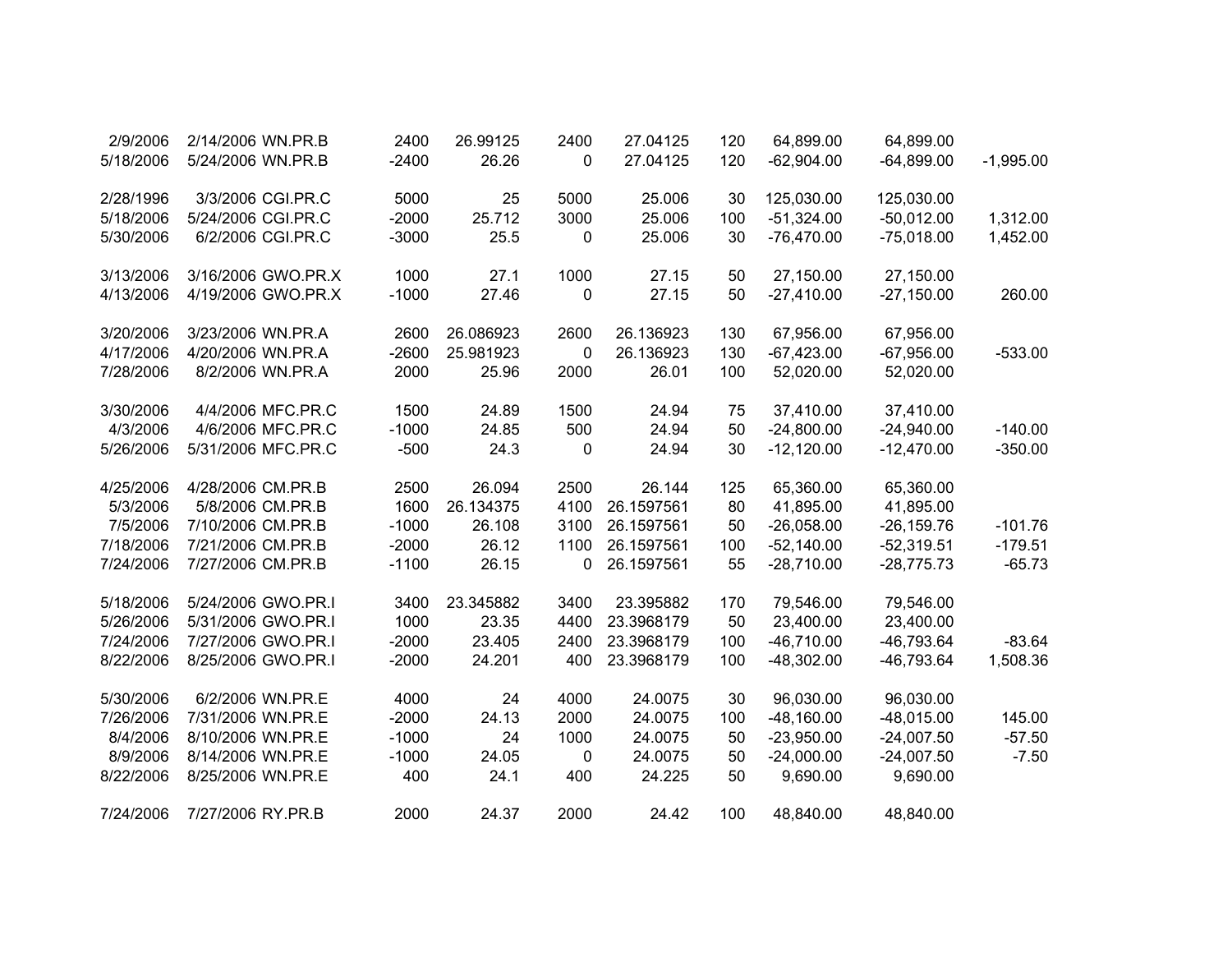| | | | | | | | | | | |
|---|---|---|---|---|---|---|---|---|---|---|
| 2/9/2006 | 2/14/2006 | WN.PR.B | 2400 | 26.99125 | 2400 | 27.04125 | 120 | 64,899.00 | 64,899.00 | |
| 5/18/2006 | 5/24/2006 | WN.PR.B | -2400 | 26.26 | 0 | 27.04125 | 120 | -62,904.00 | -64,899.00 | -1,995.00 |
| | | | | | | | | | | |
| 2/28/1996 | 3/3/2006 | CGI.PR.C | 5000 | 25 | 5000 | 25.006 | 30 | 125,030.00 | 125,030.00 | |
| 5/18/2006 | 5/24/2006 | CGI.PR.C | -2000 | 25.712 | 3000 | 25.006 | 100 | -51,324.00 | -50,012.00 | 1,312.00 |
| 5/30/2006 | 6/2/2006 | CGI.PR.C | -3000 | 25.5 | 0 | 25.006 | 30 | -76,470.00 | -75,018.00 | 1,452.00 |
| | | | | | | | | | | |
| 3/13/2006 | 3/16/2006 | GWO.PR.X | 1000 | 27.1 | 1000 | 27.15 | 50 | 27,150.00 | 27,150.00 | |
| 4/13/2006 | 4/19/2006 | GWO.PR.X | -1000 | 27.46 | 0 | 27.15 | 50 | -27,410.00 | -27,150.00 | 260.00 |
| | | | | | | | | | | |
| 3/20/2006 | 3/23/2006 | WN.PR.A | 2600 | 26.086923 | 2600 | 26.136923 | 130 | 67,956.00 | 67,956.00 | |
| 4/17/2006 | 4/20/2006 | WN.PR.A | -2600 | 25.981923 | 0 | 26.136923 | 130 | -67,423.00 | -67,956.00 | -533.00 |
| 7/28/2006 | 8/2/2006 | WN.PR.A | 2000 | 25.96 | 2000 | 26.01 | 100 | 52,020.00 | 52,020.00 | |
| | | | | | | | | | | |
| 3/30/2006 | 4/4/2006 | MFC.PR.C | 1500 | 24.89 | 1500 | 24.94 | 75 | 37,410.00 | 37,410.00 | |
| 4/3/2006 | 4/6/2006 | MFC.PR.C | -1000 | 24.85 | 500 | 24.94 | 50 | -24,800.00 | -24,940.00 | -140.00 |
| 5/26/2006 | 5/31/2006 | MFC.PR.C | -500 | 24.3 | 0 | 24.94 | 30 | -12,120.00 | -12,470.00 | -350.00 |
| | | | | | | | | | | |
| 4/25/2006 | 4/28/2006 | CM.PR.B | 2500 | 26.094 | 2500 | 26.144 | 125 | 65,360.00 | 65,360.00 | |
| 5/3/2006 | 5/8/2006 | CM.PR.B | 1600 | 26.134375 | 4100 | 26.1597561 | 80 | 41,895.00 | 41,895.00 | |
| 7/5/2006 | 7/10/2006 | CM.PR.B | -1000 | 26.108 | 3100 | 26.1597561 | 50 | -26,058.00 | -26,159.76 | -101.76 |
| 7/18/2006 | 7/21/2006 | CM.PR.B | -2000 | 26.12 | 1100 | 26.1597561 | 100 | -52,140.00 | -52,319.51 | -179.51 |
| 7/24/2006 | 7/27/2006 | CM.PR.B | -1100 | 26.15 | 0 | 26.1597561 | 55 | -28,710.00 | -28,775.73 | -65.73 |
| | | | | | | | | | | |
| 5/18/2006 | 5/24/2006 | GWO.PR.I | 3400 | 23.345882 | 3400 | 23.395882 | 170 | 79,546.00 | 79,546.00 | |
| 5/26/2006 | 5/31/2006 | GWO.PR.I | 1000 | 23.35 | 4400 | 23.3968179 | 50 | 23,400.00 | 23,400.00 | |
| 7/24/2006 | 7/27/2006 | GWO.PR.I | -2000 | 23.405 | 2400 | 23.3968179 | 100 | -46,710.00 | -46,793.64 | -83.64 |
| 8/22/2006 | 8/25/2006 | GWO.PR.I | -2000 | 24.201 | 400 | 23.3968179 | 100 | -48,302.00 | -46,793.64 | 1,508.36 |
| | | | | | | | | | | |
| 5/30/2006 | 6/2/2006 | WN.PR.E | 4000 | 24 | 4000 | 24.0075 | 30 | 96,030.00 | 96,030.00 | |
| 7/26/2006 | 7/31/2006 | WN.PR.E | -2000 | 24.13 | 2000 | 24.0075 | 100 | -48,160.00 | -48,015.00 | 145.00 |
| 8/4/2006 | 8/10/2006 | WN.PR.E | -1000 | 24 | 1000 | 24.0075 | 50 | -23,950.00 | -24,007.50 | -57.50 |
| 8/9/2006 | 8/14/2006 | WN.PR.E | -1000 | 24.05 | 0 | 24.0075 | 50 | -24,000.00 | -24,007.50 | -7.50 |
| 8/22/2006 | 8/25/2006 | WN.PR.E | 400 | 24.1 | 400 | 24.225 | 50 | 9,690.00 | 9,690.00 | |
| | | | | | | | | | | |
| 7/24/2006 | 7/27/2006 | RY.PR.B | 2000 | 24.37 | 2000 | 24.42 | 100 | 48,840.00 | 48,840.00 | |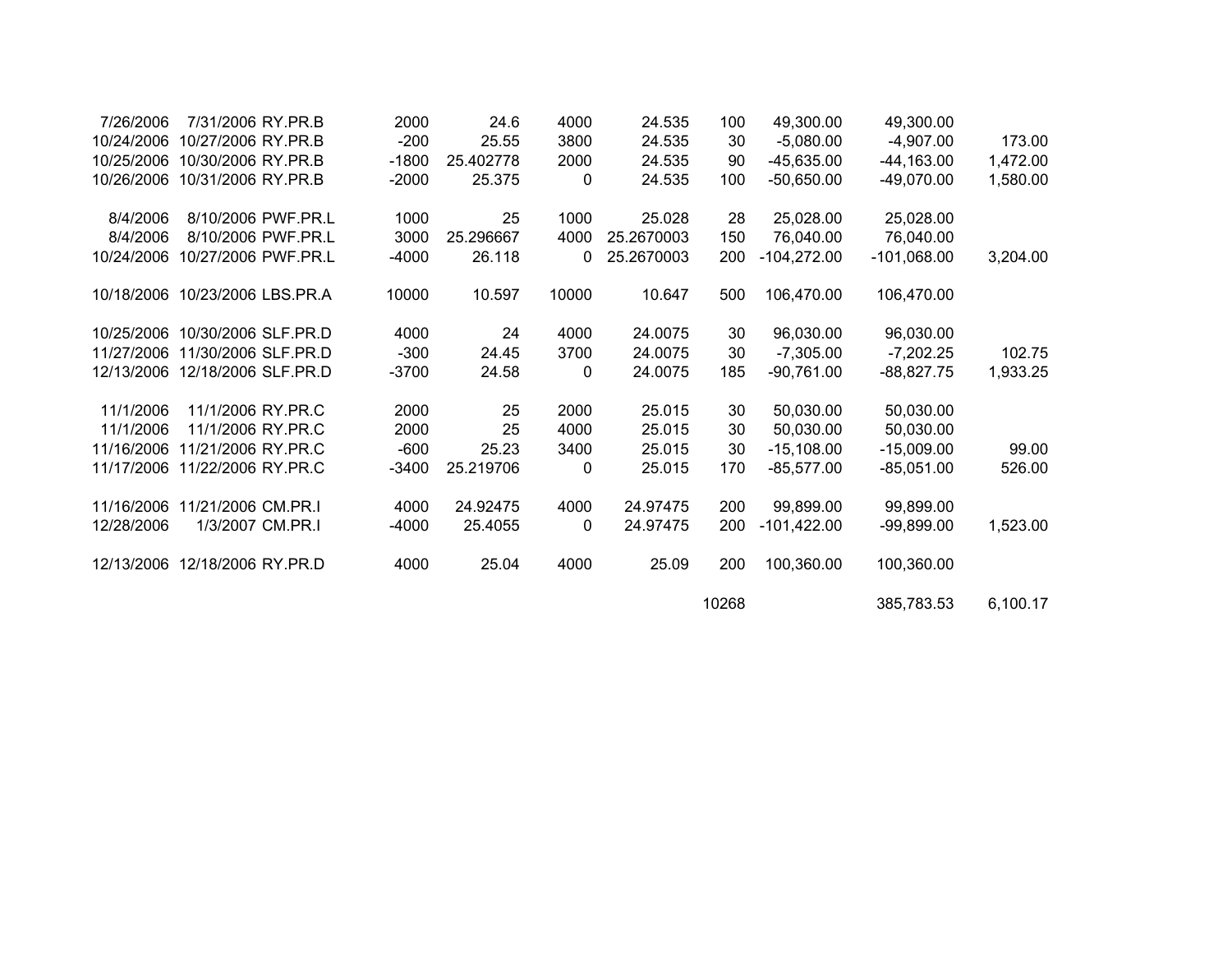| | | | | | | | | | | |
|---|---|---|---|---|---|---|---|---|---|---|
| 7/26/2006 | 7/31/2006 | RY.PR.B | 2000 | 24.6 | 4000 | 24.535 | 100 | 49,300.00 | 49,300.00 | |
| 10/24/2006 | 10/27/2006 | RY.PR.B | -200 | 25.55 | 3800 | 24.535 | 30 | -5,080.00 | -4,907.00 | 173.00 |
| 10/25/2006 | 10/30/2006 | RY.PR.B | -1800 | 25.402778 | 2000 | 24.535 | 90 | -45,635.00 | -44,163.00 | 1,472.00 |
| 10/26/2006 | 10/31/2006 | RY.PR.B | -2000 | 25.375 | 0 | 24.535 | 100 | -50,650.00 | -49,070.00 | 1,580.00 |
| | | | | | | | | | | |
| 8/4/2006 | 8/10/2006 | PWF.PR.L | 1000 | 25 | 1000 | 25.028 | 28 | 25,028.00 | 25,028.00 | |
| 8/4/2006 | 8/10/2006 | PWF.PR.L | 3000 | 25.296667 | 4000 | 25.2670003 | 150 | 76,040.00 | 76,040.00 | |
| 10/24/2006 | 10/27/2006 | PWF.PR.L | -4000 | 26.118 | 0 | 25.2670003 | 200 | -104,272.00 | -101,068.00 | 3,204.00 |
| | | | | | | | | | | |
| 10/18/2006 | 10/23/2006 | LBS.PR.A | 10000 | 10.597 | 10000 | 10.647 | 500 | 106,470.00 | 106,470.00 | |
| | | | | | | | | | | |
| 10/25/2006 | 10/30/2006 | SLF.PR.D | 4000 | 24 | 4000 | 24.0075 | 30 | 96,030.00 | 96,030.00 | |
| 11/27/2006 | 11/30/2006 | SLF.PR.D | -300 | 24.45 | 3700 | 24.0075 | 30 | -7,305.00 | -7,202.25 | 102.75 |
| 12/13/2006 | 12/18/2006 | SLF.PR.D | -3700 | 24.58 | 0 | 24.0075 | 185 | -90,761.00 | -88,827.75 | 1,933.25 |
| | | | | | | | | | | |
| 11/1/2006 | 11/1/2006 | RY.PR.C | 2000 | 25 | 2000 | 25.015 | 30 | 50,030.00 | 50,030.00 | |
| 11/1/2006 | 11/1/2006 | RY.PR.C | 2000 | 25 | 4000 | 25.015 | 30 | 50,030.00 | 50,030.00 | |
| 11/16/2006 | 11/21/2006 | RY.PR.C | -600 | 25.23 | 3400 | 25.015 | 30 | -15,108.00 | -15,009.00 | 99.00 |
| 11/17/2006 | 11/22/2006 | RY.PR.C | -3400 | 25.219706 | 0 | 25.015 | 170 | -85,577.00 | -85,051.00 | 526.00 |
| | | | | | | | | | | |
| 11/16/2006 | 11/21/2006 | CM.PR.I | 4000 | 24.92475 | 4000 | 24.97475 | 200 | 99,899.00 | 99,899.00 | |
| 12/28/2006 | 1/3/2007 | CM.PR.I | -4000 | 25.4055 | 0 | 24.97475 | 200 | -101,422.00 | -99,899.00 | 1,523.00 |
| | | | | | | | | | | |
| 12/13/2006 | 12/18/2006 | RY.PR.D | 4000 | 25.04 | 4000 | 25.09 | 200 | 100,360.00 | 100,360.00 | |
| | | | | | | | | | | |
| | | | | | | | 10268 | | 385,783.53 | 6,100.17 |